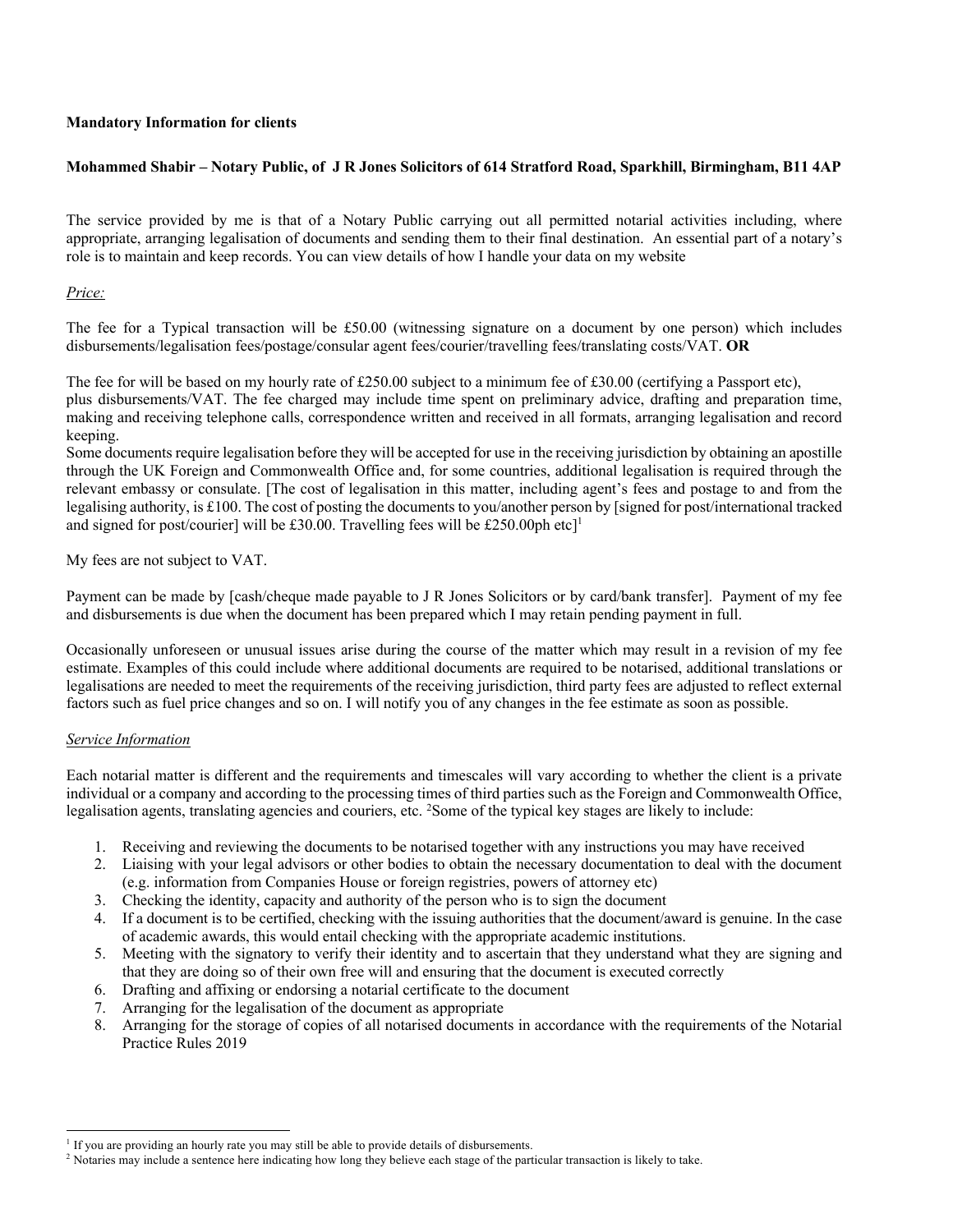**Mandatory Information for clients**

**Mohammed Shabir – Notary Public, of J R Jones Solicitors of 614 Stratford Road, Sparkhill, Birmingham, B11 4AP**

The service provided by me is that of a Notary Public carrying out all permitted notarial activities including, where appropriate, arranging legalisation of documents and sending them to their final destination. An essential part of a notary's role is to maintain and keep records. You can view details of how I handle your data on my website

*Price:*

The fee for a Typical transaction will be £50.00 (witnessing signature on a document by one person) which includes disbursements/legalisation fees/postage/consular agent fees/courier/travelling fees/translating costs/VAT. **OR**

The fee for will be based on my hourly rate of £250.00 subject to a minimum fee of £30.00 (certifying a Passport etc), plus disbursements/VAT. The fee charged may include time spent on preliminary advice, drafting and preparation time, making and receiving telephone calls, correspondence written and received in all formats, arranging legalisation and record keeping.
Some documents require legalisation before they will be accepted for use in the receiving jurisdiction by obtaining an apostille through the UK Foreign and Commonwealth Office and, for some countries, additional legalisation is required through the relevant embassy or consulate. [The cost of legalisation in this matter, including agent's fees and postage to and from the legalising authority, is £100. The cost of posting the documents to you/another person by [signed for post/international tracked and signed for post/courier] will be £30.00. Travelling fees will be £250.00ph etc][1]

My fees are not subject to VAT.

Payment can be made by [cash/cheque made payable to J R Jones Solicitors or by card/bank transfer]. Payment of my fee and disbursements is due when the document has been prepared which I may retain pending payment in full.

Occasionally unforeseen or unusual issues arise during the course of the matter which may result in a revision of my fee estimate. Examples of this could include where additional documents are required to be notarised, additional translations or legalisations are needed to meet the requirements of the receiving jurisdiction, third party fees are adjusted to reflect external factors such as fuel price changes and so on. I will notify you of any changes in the fee estimate as soon as possible.

*Service Information*

Each notarial matter is different and the requirements and timescales will vary according to whether the client is a private individual or a company and according to the processing times of third parties such as the Foreign and Commonwealth Office, legalisation agents, translating agencies and couriers, etc. [2]Some of the typical key stages are likely to include:

1. Receiving and reviewing the documents to be notarised together with any instructions you may have received
2. Liaising with your legal advisors or other bodies to obtain the necessary documentation to deal with the document (e.g. information from Companies House or foreign registries, powers of attorney etc)
3. Checking the identity, capacity and authority of the person who is to sign the document
4. If a document is to be certified, checking with the issuing authorities that the document/award is genuine. In the case of academic awards, this would entail checking with the appropriate academic institutions.
5. Meeting with the signatory to verify their identity and to ascertain that they understand what they are signing and that they are doing so of their own free will and ensuring that the document is executed correctly
6. Drafting and affixing or endorsing a notarial certificate to the document
7. Arranging for the legalisation of the document as appropriate
8. Arranging for the storage of copies of all notarised documents in accordance with the requirements of the Notarial Practice Rules 2019

---

[1] If you are providing an hourly rate you may still be able to provide details of disbursements.

[2] Notaries may include a sentence here indicating how long they believe each stage of the particular transaction is likely to take.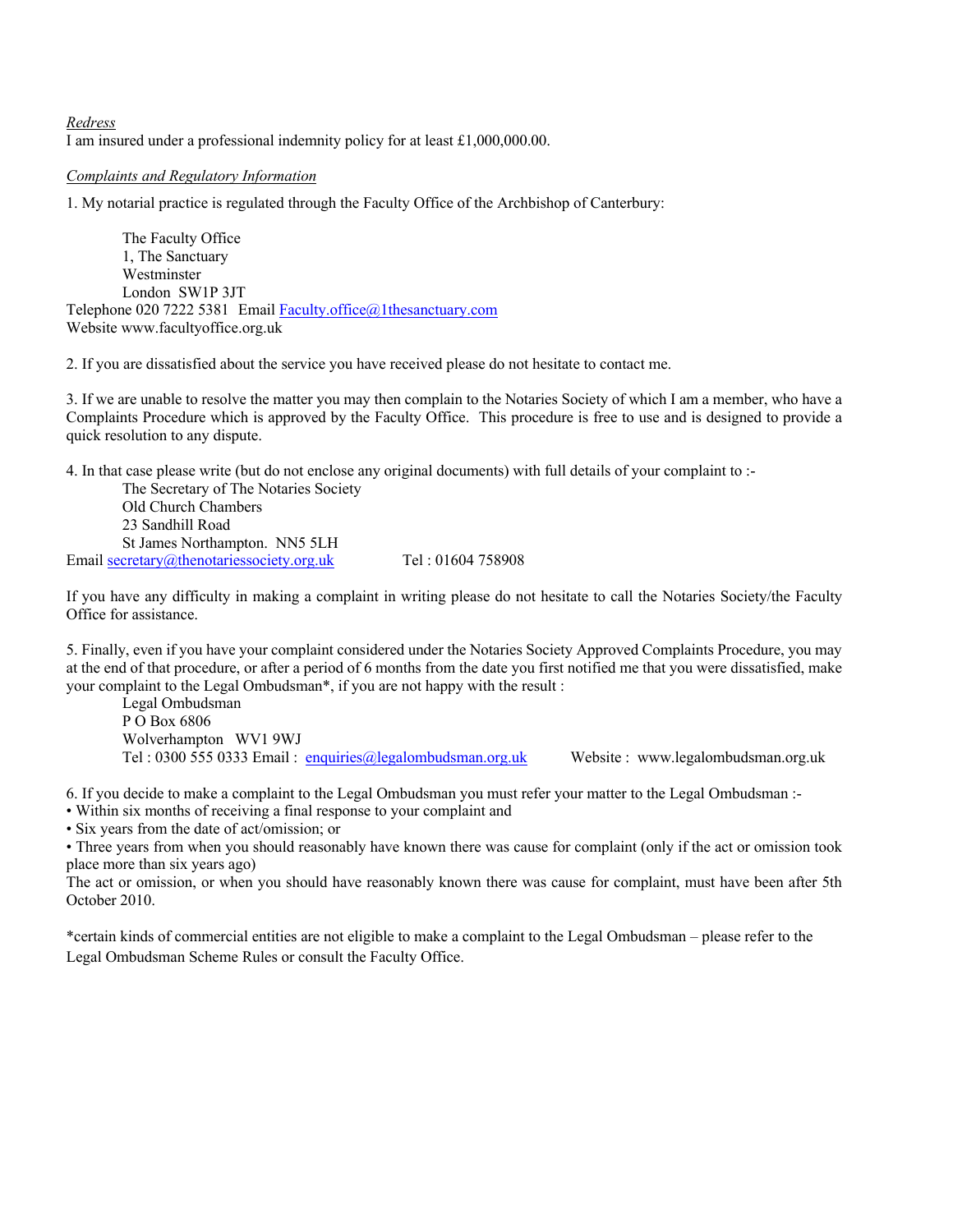*Redress*

I am insured under a professional indemnity policy for at least £1,000,000.00.

*Complaints and Regulatory Information*

1. My notarial practice is regulated through the Faculty Office of the Archbishop of Canterbury:

   The Faculty Office
   1, The Sanctuary
   Westminster
   London SW1P 3JT

Telephone 020 7222 5381 Email Faculty.office@1thesanctuary.com
Website www.facultyoffice.org.uk

2. If you are dissatisfied about the service you have received please do not hesitate to contact me.

3. If we are unable to resolve the matter you may then complain to the Notaries Society of which I am a member, who have a Complaints Procedure which is approved by the Faculty Office. This procedure is free to use and is designed to provide a quick resolution to any dispute.

4. In that case please write (but do not enclose any original documents) with full details of your complaint to :-

   The Secretary of The Notaries Society
   Old Church Chambers
   23 Sandhill Road
   St James Northampton. NN5 5LH

Email secretary@thenotariessociety.org.uk Tel : 01604 758908

If you have any difficulty in making a complaint in writing please do not hesitate to call the Notaries Society/the Faculty Office for assistance.

5. Finally, even if you have your complaint considered under the Notaries Society Approved Complaints Procedure, you may at the end of that procedure, or after a period of 6 months from the date you first notified me that you were dissatisfied, make your complaint to the Legal Ombudsman*, if you are not happy with the result :

   Legal Ombudsman
   P O Box 6806
   Wolverhampton WV1 9WJ
   Tel : 0300 555 0333 Email : enquiries@legalombudsman.org.uk Website : www.legalombudsman.org.uk

6. If you decide to make a complaint to the Legal Ombudsman you must refer your matter to the Legal Ombudsman :-

- Within six months of receiving a final response to your complaint and
- Six years from the date of act/omission; or
- Three years from when you should reasonably have known there was cause for complaint (only if the act or omission took place more than six years ago)

The act or omission, or when you should have reasonably known there was cause for complaint, must have been after 5th October 2010.

*certain kinds of commercial entities are not eligible to make a complaint to the Legal Ombudsman – please refer to the Legal Ombudsman Scheme Rules or consult the Faculty Office.